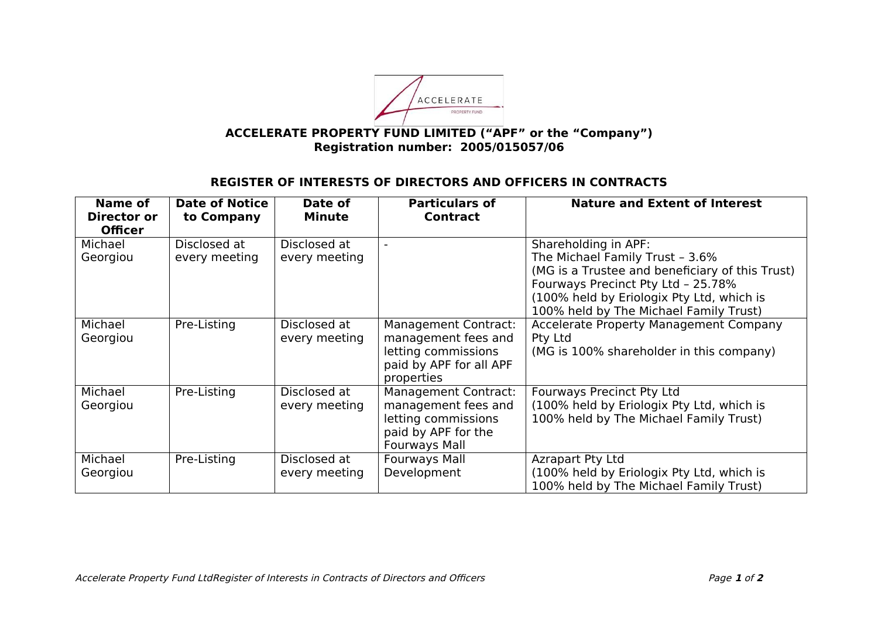**ACCELERATE PROPERTY FUND LIMITED ("APF" or the "Company")**
**Registration number: 2005/015057/06**

## REGISTER OF INTERESTS OF DIRECTORS AND OFFICERS IN CONTRACTS

| Name of Director or Officer | Date of Notice to Company | Date of Minute | Particulars of Contract | Nature and Extent of Interest |
|---|---|---|---|---|
| Michael Georgiou | Disclosed at every meeting | Disclosed at every meeting | - | Shareholding in APF: The Michael Family Trust – 3.6% (MG is a Trustee and beneficiary of this Trust) Fourways Precinct Pty Ltd – 25.78% (100% held by Eriologix Pty Ltd, which is 100% held by The Michael Family Trust) |
| Michael Georgiou | Pre-Listing | Disclosed at every meeting | Management Contract: management fees and letting commissions paid by APF for all APF properties | Accelerate Property Management Company Pty Ltd (MG is 100% shareholder in this company) |
| Michael Georgiou | Pre-Listing | Disclosed at every meeting | Management Contract: management fees and letting commissions paid by APF for the Fourways Mall | Fourways Precinct Pty Ltd (100% held by Eriologix Pty Ltd, which is 100% held by The Michael Family Trust) |
| Michael Georgiou | Pre-Listing | Disclosed at every meeting | Fourways Mall Development | Azrapart Pty Ltd (100% held by Eriologix Pty Ltd, which is 100% held by The Michael Family Trust) |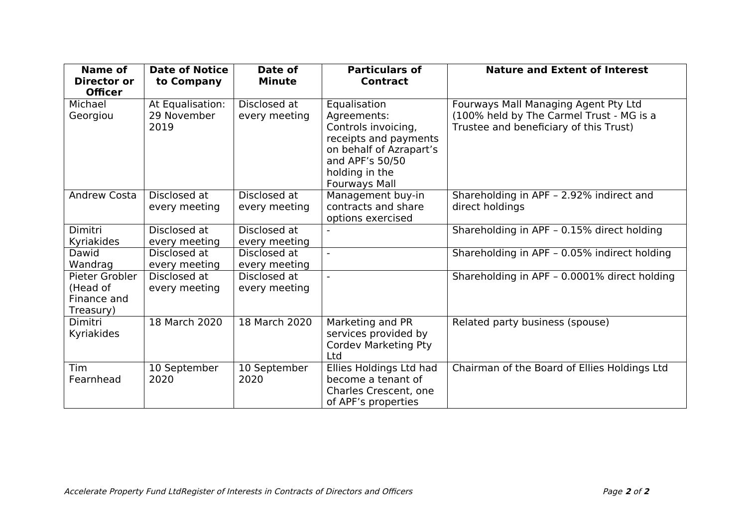| Name of Director or Officer | Date of Notice to Company | Date of Minute | Particulars of Contract | Nature and Extent of Interest |
|---|---|---|---|---|
| Michael Georgiou | At Equalisation: 29 November 2019 | Disclosed at every meeting | Equalisation Agreements: Controls invoicing, receipts and payments on behalf of Azrapart's and APF's 50/50 holding in the Fourways Mall | Fourways Mall Managing Agent Pty Ltd (100% held by The Carmel Trust - MG is a Trustee and beneficiary of this Trust) |
| Andrew Costa | Disclosed at every meeting | Disclosed at every meeting | Management buy-in contracts and share options exercised | Shareholding in APF – 2.92% indirect and direct holdings |
| Dimitri Kyriakides | Disclosed at every meeting | Disclosed at every meeting | - | Shareholding in APF – 0.15% direct holding |
| Dawid Wandrag | Disclosed at every meeting | Disclosed at every meeting | - | Shareholding in APF – 0.05% indirect holding |
| Pieter Grobler (Head of Finance and Treasury) | Disclosed at every meeting | Disclosed at every meeting | - | Shareholding in APF – 0.0001% direct holding |
| Dimitri Kyriakides | 18 March 2020 | 18 March 2020 | Marketing and PR services provided by Cordev Marketing Pty Ltd | Related party business (spouse) |
| Tim Fearnhead | 10 September 2020 | 10 September 2020 | Ellies Holdings Ltd had become a tenant of Charles Crescent, one of APF's properties | Chairman of the Board of Ellies Holdings Ltd |